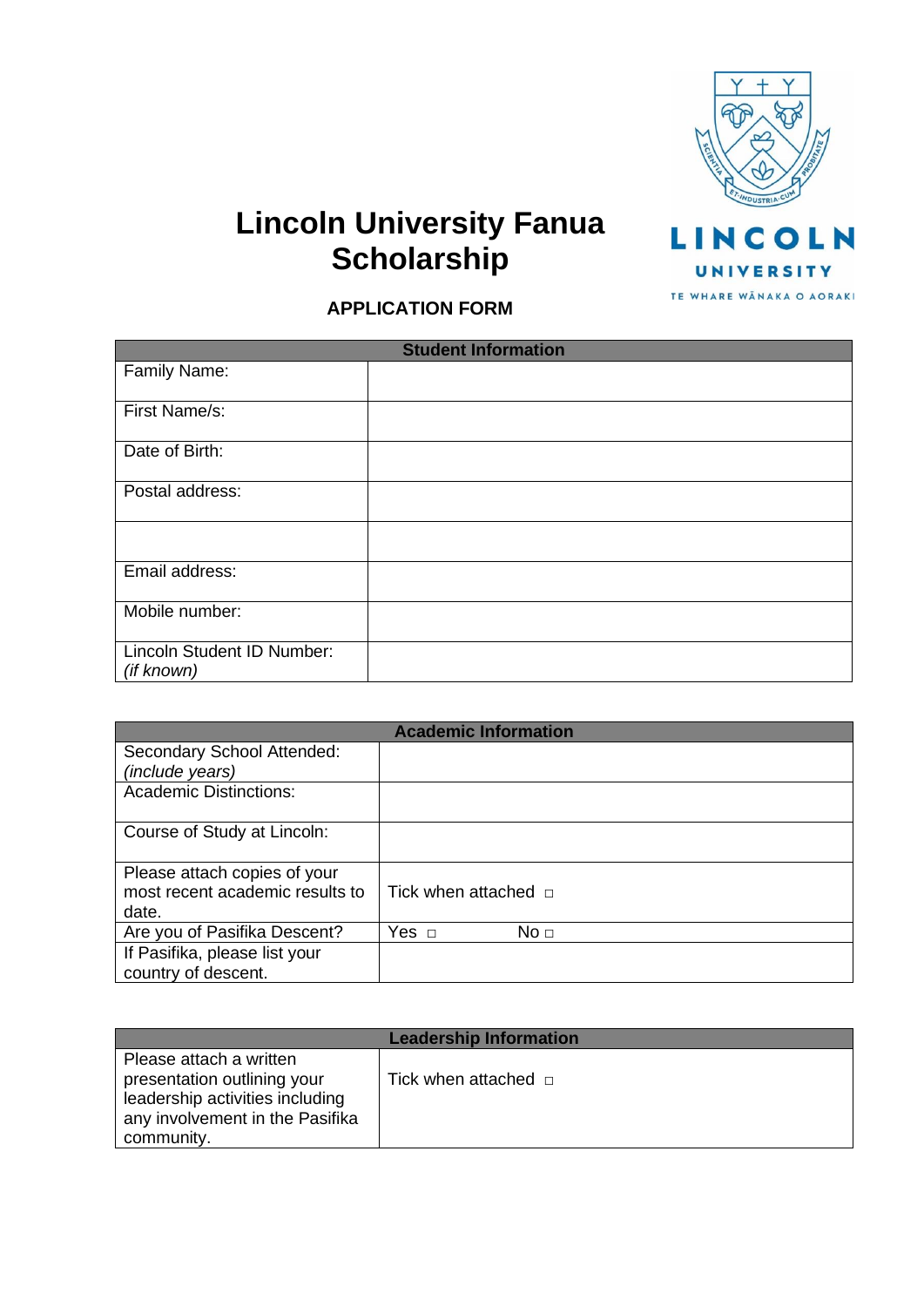# Lincoln University Fanua Scholarship

LINCOLN UNIVERSITY

TE WHARE WĀNAKA O AORAKI

### APPLICATION FORM

| Student Information | |
|---|---|
| Family Name: | |
| First Name/s: | |
| Date of Birth: | |
| Postal address: | |
| | |
| Email address: | |
| Mobile number: | |
| Lincoln Student ID Number: *(if known)* | |

| Academic Information | |
|---|---|
| Secondary School Attended: *(include years)* | |
| Academic Distinctions: | |
| Course of Study at Lincoln: | |
| Please attach copies of your most recent academic results to date. | Tick when attached □ |
| Are you of Pasifika Descent? | Yes □ No □ |
| If Pasifika, please list your country of descent. | |

| Leadership Information | |
|---|---|
| Please attach a written presentation outlining your leadership activities including any involvement in the Pasifika community. | Tick when attached □ |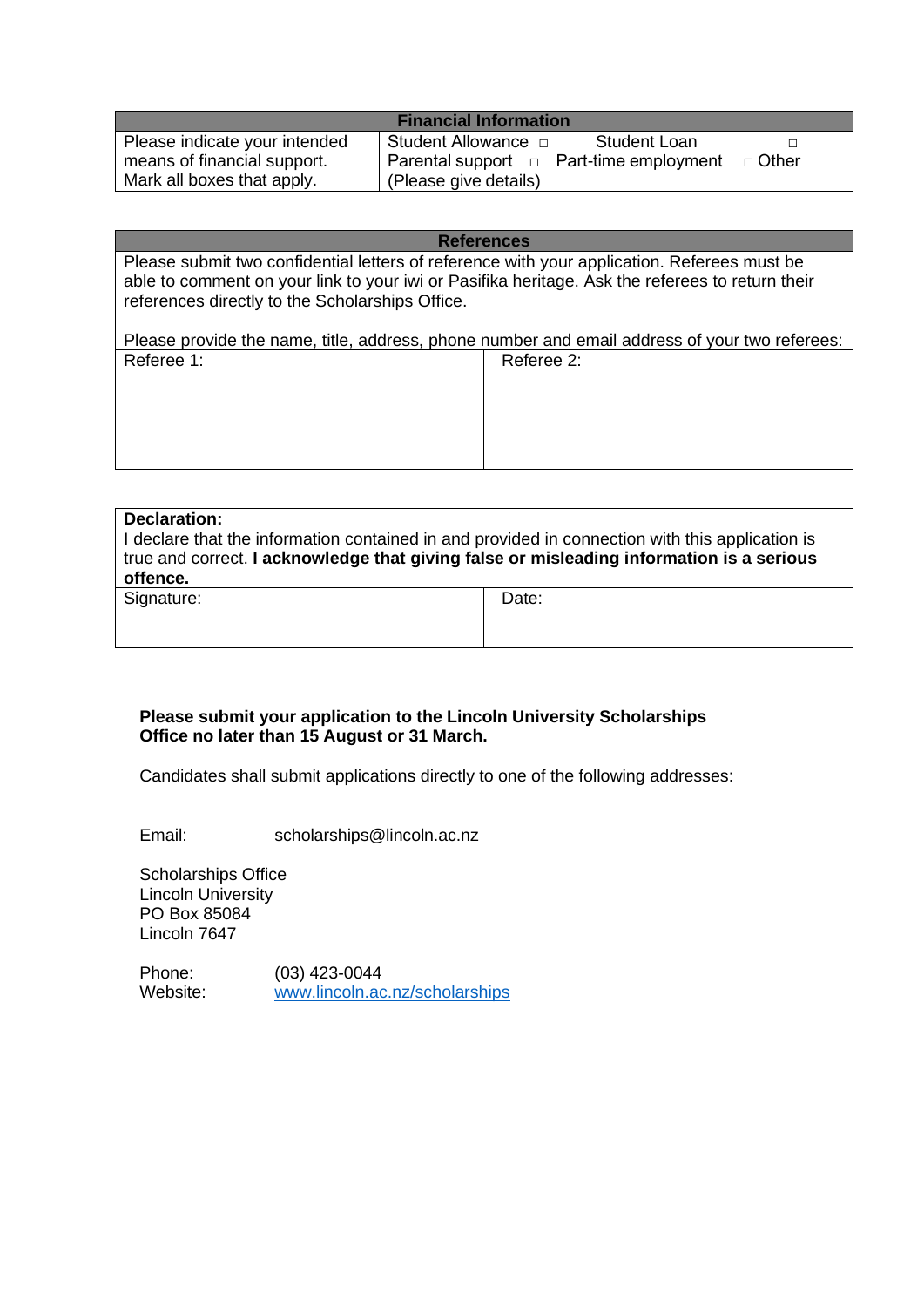| Financial Information | |
|---|---|
| Please indicate your intended means of financial support. Mark all boxes that apply. | Student Allowance □ Student Loan □ Parental support □ Part-time employment □ Other (Please give details) |

| References | |
|---|---|
| Please submit two confidential letters of reference with your application. Referees must be able to comment on your link to your iwi or Pasifika heritage. Ask the referees to return their references directly to the Scholarships Office.<br><br>Please provide the name, title, address, phone number and email address of your two referees: | |
| Referee 1: | Referee 2: |

| Declaration: | |
|---|---|
| I declare that the information contained in and provided in connection with this application is true and correct. **I acknowledge that giving false or misleading information is a serious offence.** | |
| Signature: | Date: |

**Please submit your application to the Lincoln University Scholarships Office no later than 15 August or 31 March.**

Candidates shall submit applications directly to one of the following addresses:

Email: scholarships@lincoln.ac.nz

Scholarships Office
Lincoln University
PO Box 85084
Lincoln 7647

Phone: (03) 423-0044
Website: www.lincoln.ac.nz/scholarships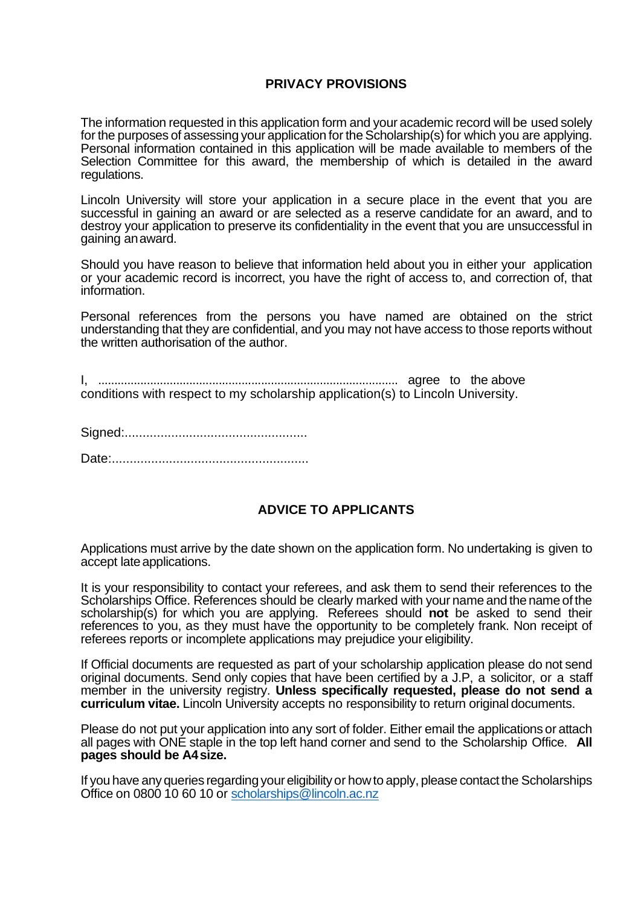## PRIVACY PROVISIONS

The information requested in this application form and your academic record will be used solely for the purposes of assessing your application for the Scholarship(s) for which you are applying. Personal information contained in this application will be made available to members of the Selection Committee for this award, the membership of which is detailed in the award regulations.

Lincoln University will store your application in a secure place in the event that you are successful in gaining an award or are selected as a reserve candidate for an award, and to destroy your application to preserve its confidentiality in the event that you are unsuccessful in gaining an award.

Should you have reason to believe that information held about you in either your application or your academic record is incorrect, you have the right of access to, and correction of, that information.

Personal references from the persons you have named are obtained on the strict understanding that they are confidential, and you may not have access to those reports without the written authorisation of the author.

I, .......................................................................................... agree to the above conditions with respect to my scholarship application(s) to Lincoln University.

Signed:...................................................

Date:.......................................................

## ADVICE TO APPLICANTS

Applications must arrive by the date shown on the application form. No undertaking is given to accept late applications.

It is your responsibility to contact your referees, and ask them to send their references to the Scholarships Office. References should be clearly marked with your name and the name of the scholarship(s) for which you are applying. Referees should **not** be asked to send their references to you, as they must have the opportunity to be completely frank. Non receipt of referees reports or incomplete applications may prejudice your eligibility.

If Official documents are requested as part of your scholarship application please do not send original documents. Send only copies that have been certified by a J.P, a solicitor, or a staff member in the university registry. **Unless specifically requested, please do not send a curriculum vitae.** Lincoln University accepts no responsibility to return original documents.

Please do not put your application into any sort of folder. Either email the applications or attach all pages with ONE staple in the top left hand corner and send to the Scholarship Office. **All pages should be A4 size.**

If you have any queries regarding your eligibility or how to apply, please contact the Scholarships Office on 0800 10 60 10 or [scholarships@lincoln.ac.nz](mailto:scholarships@lincoln.ac.nz)